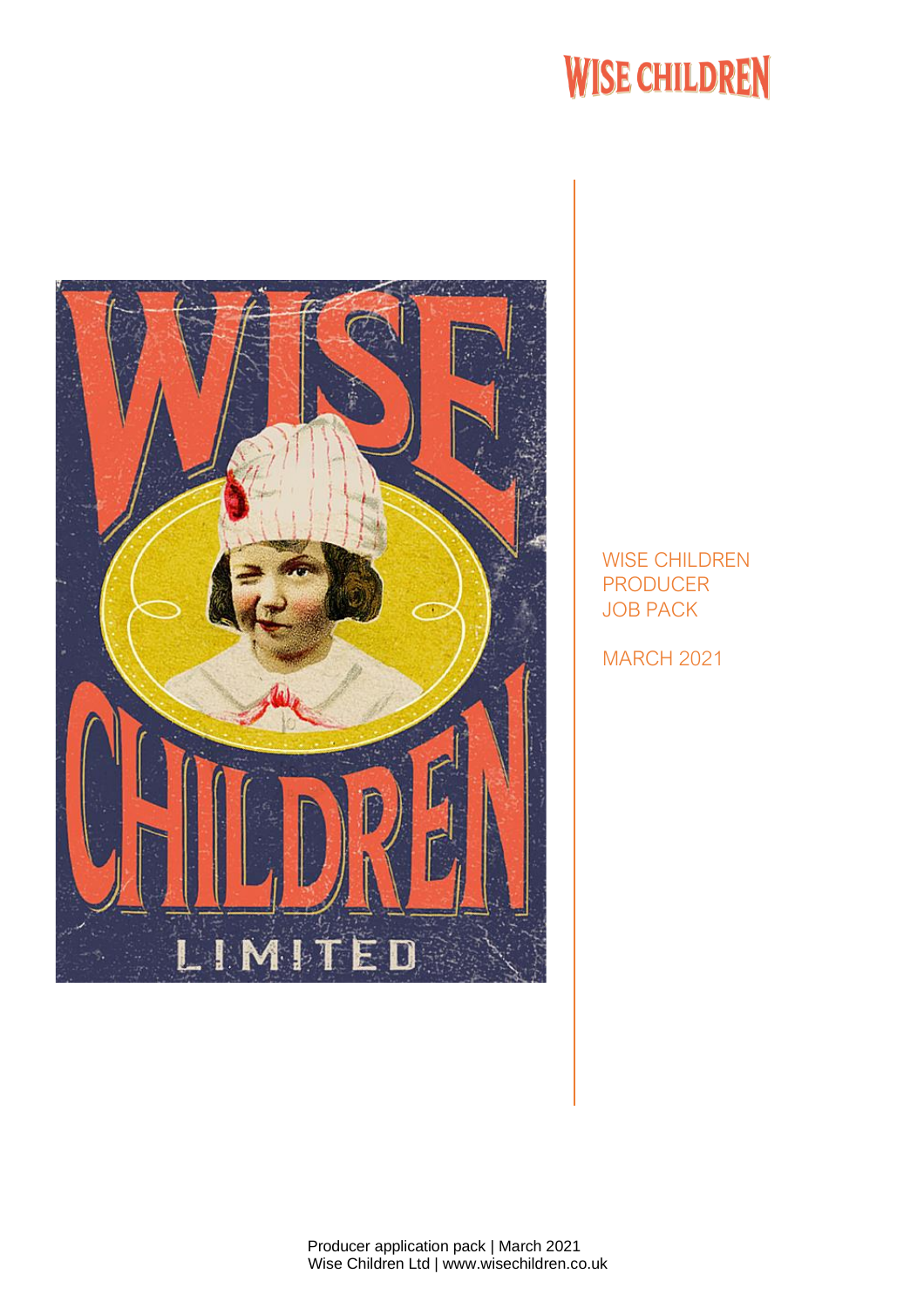# WISE CHILDREN

WISE CHILDREN
PRODUCER
JOB PACK

MARCH 2021

Producer application pack | March 2021
Wise Children Ltd | www.wisechildren.co.uk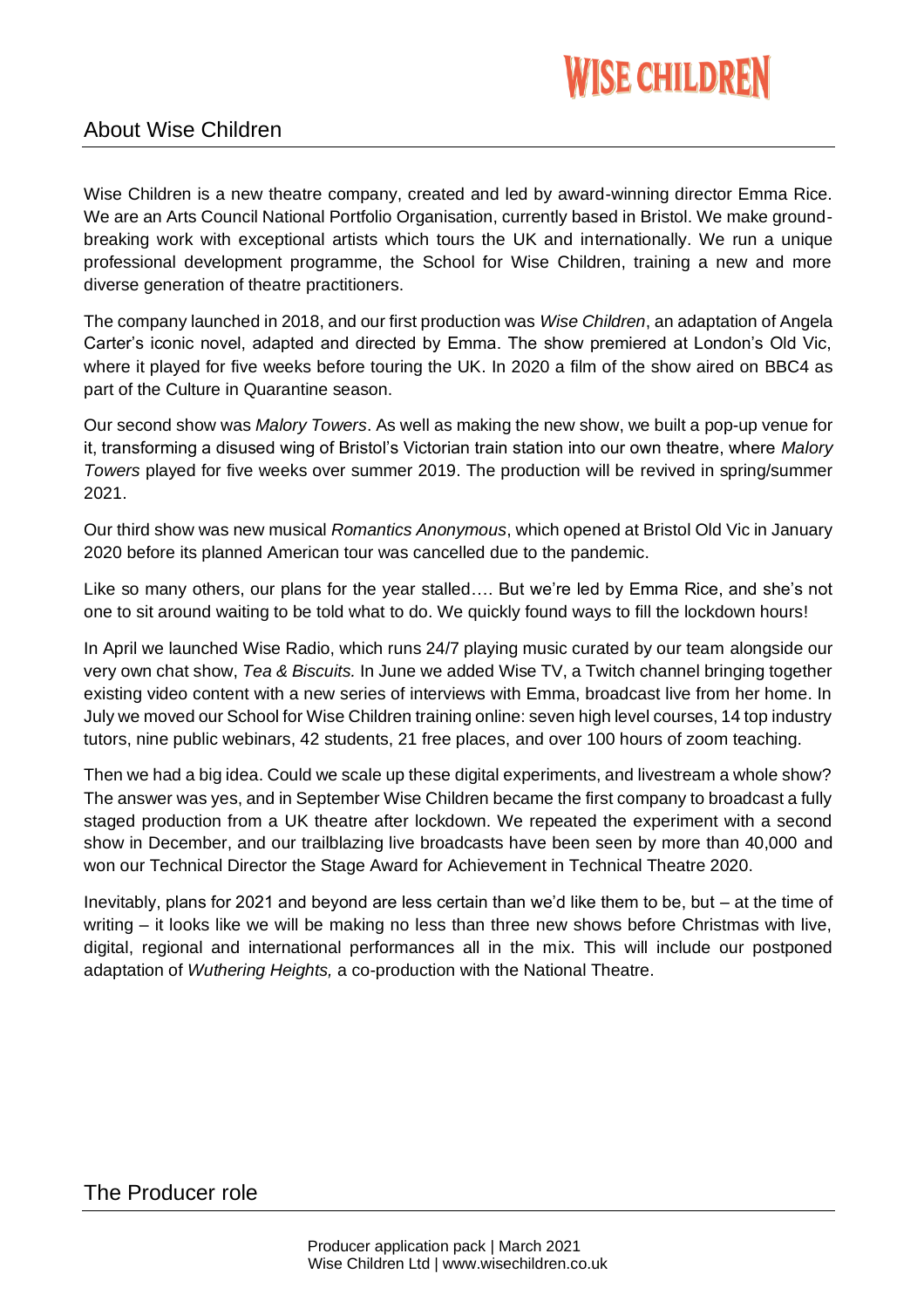## About Wise Children

Wise Children is a new theatre company, created and led by award-winning director Emma Rice. We are an Arts Council National Portfolio Organisation, currently based in Bristol. We make ground-breaking work with exceptional artists which tours the UK and internationally. We run a unique professional development programme, the School for Wise Children, training a new and more diverse generation of theatre practitioners.

The company launched in 2018, and our first production was *Wise Children*, an adaptation of Angela Carter's iconic novel, adapted and directed by Emma. The show premiered at London's Old Vic, where it played for five weeks before touring the UK. In 2020 a film of the show aired on BBC4 as part of the Culture in Quarantine season.

Our second show was *Malory Towers*. As well as making the new show, we built a pop-up venue for it, transforming a disused wing of Bristol's Victorian train station into our own theatre, where *Malory Towers* played for five weeks over summer 2019. The production will be revived in spring/summer 2021.

Our third show was new musical *Romantics Anonymous*, which opened at Bristol Old Vic in January 2020 before its planned American tour was cancelled due to the pandemic.

Like so many others, our plans for the year stalled…. But we're led by Emma Rice, and she's not one to sit around waiting to be told what to do. We quickly found ways to fill the lockdown hours!

In April we launched Wise Radio, which runs 24/7 playing music curated by our team alongside our very own chat show, *Tea & Biscuits.* In June we added Wise TV, a Twitch channel bringing together existing video content with a new series of interviews with Emma, broadcast live from her home. In July we moved our School for Wise Children training online: seven high level courses, 14 top industry tutors, nine public webinars, 42 students, 21 free places, and over 100 hours of zoom teaching.

Then we had a big idea. Could we scale up these digital experiments, and livestream a whole show? The answer was yes, and in September Wise Children became the first company to broadcast a fully staged production from a UK theatre after lockdown. We repeated the experiment with a second show in December, and our trailblazing live broadcasts have been seen by more than 40,000 and won our Technical Director the Stage Award for Achievement in Technical Theatre 2020.

Inevitably, plans for 2021 and beyond are less certain than we'd like them to be, but – at the time of writing – it looks like we will be making no less than three new shows before Christmas with live, digital, regional and international performances all in the mix. This will include our postponed adaptation of *Wuthering Heights,* a co-production with the National Theatre.

## The Producer role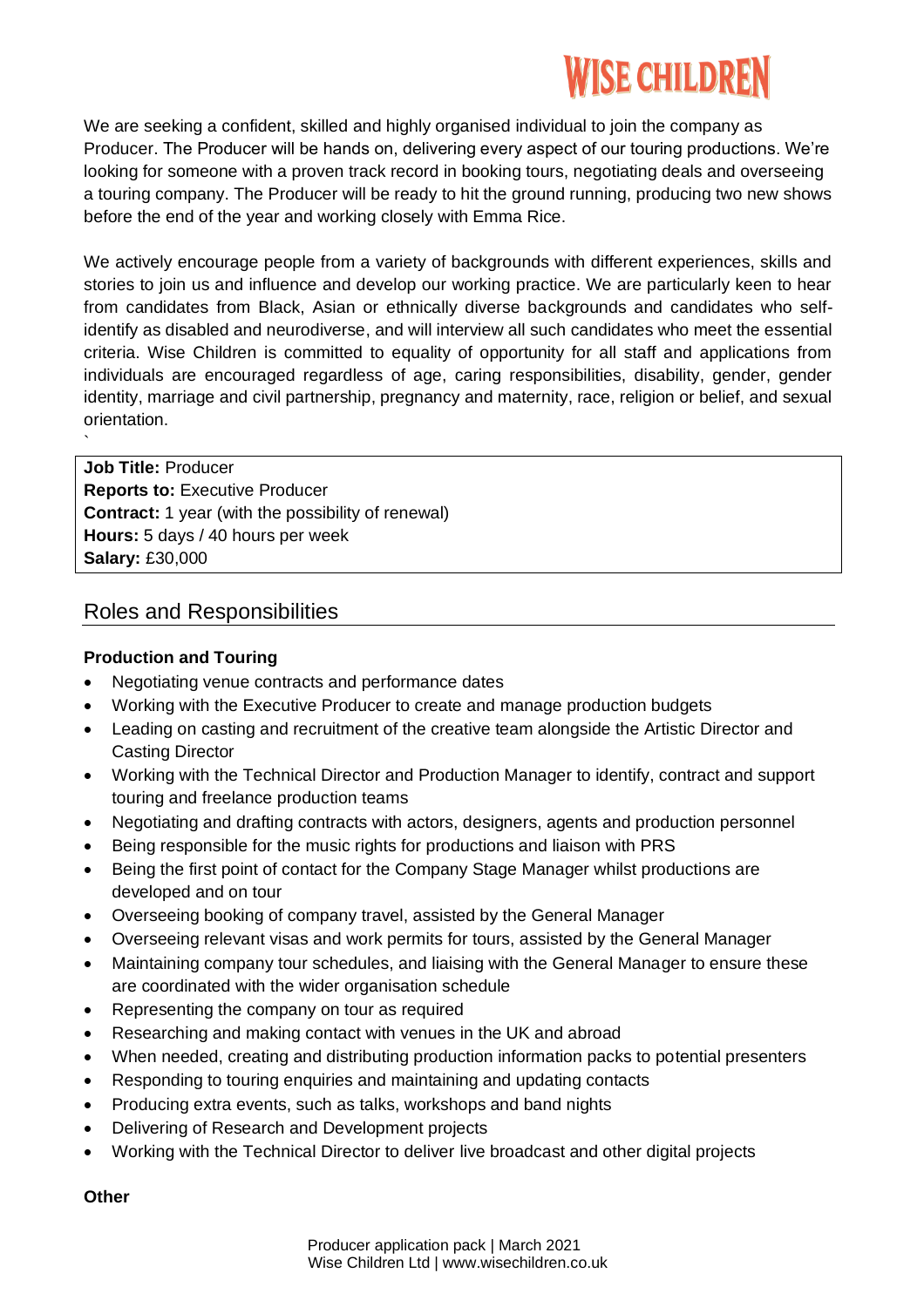We are seeking a confident, skilled and highly organised individual to join the company as Producer. The Producer will be hands on, delivering every aspect of our touring productions. We're looking for someone with a proven track record in booking tours, negotiating deals and overseeing a touring company. The Producer will be ready to hit the ground running, producing two new shows before the end of the year and working closely with Emma Rice.

We actively encourage people from a variety of backgrounds with different experiences, skills and stories to join us and influence and develop our working practice. We are particularly keen to hear from candidates from Black, Asian or ethnically diverse backgrounds and candidates who self-identify as disabled and neurodiverse, and will interview all such candidates who meet the essential criteria. Wise Children is committed to equality of opportunity for all staff and applications from individuals are encouraged regardless of age, caring responsibilities, disability, gender, gender identity, marriage and civil partnership, pregnancy and maternity, race, religion or belief, and sexual orientation.

**Job Title:** Producer
**Reports to:** Executive Producer
**Contract:** 1 year (with the possibility of renewal)
**Hours:** 5 days / 40 hours per week
**Salary:** £30,000

## Roles and Responsibilities

**Production and Touring**

- Negotiating venue contracts and performance dates
- Working with the Executive Producer to create and manage production budgets
- Leading on casting and recruitment of the creative team alongside the Artistic Director and Casting Director
- Working with the Technical Director and Production Manager to identify, contract and support touring and freelance production teams
- Negotiating and drafting contracts with actors, designers, agents and production personnel
- Being responsible for the music rights for productions and liaison with PRS
- Being the first point of contact for the Company Stage Manager whilst productions are developed and on tour
- Overseeing booking of company travel, assisted by the General Manager
- Overseeing relevant visas and work permits for tours, assisted by the General Manager
- Maintaining company tour schedules, and liaising with the General Manager to ensure these are coordinated with the wider organisation schedule
- Representing the company on tour as required
- Researching and making contact with venues in the UK and abroad
- When needed, creating and distributing production information packs to potential presenters
- Responding to touring enquiries and maintaining and updating contacts
- Producing extra events, such as talks, workshops and band nights
- Delivering of Research and Development projects
- Working with the Technical Director to deliver live broadcast and other digital projects

**Other**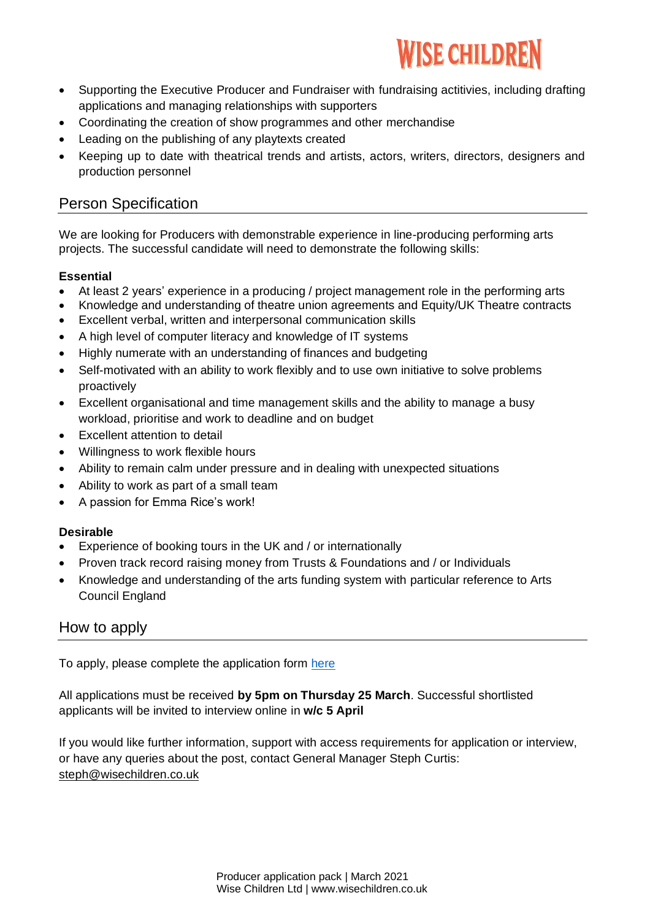- Supporting the Executive Producer and Fundraiser with fundraising actitivies, including drafting applications and managing relationships with supporters
- Coordinating the creation of show programmes and other merchandise
- Leading on the publishing of any playtexts created
- Keeping up to date with theatrical trends and artists, actors, writers, directors, designers and production personnel

## Person Specification

We are looking for Producers with demonstrable experience in line-producing performing arts projects. The successful candidate will need to demonstrate the following skills:

**Essential**

- At least 2 years' experience in a producing / project management role in the performing arts
- Knowledge and understanding of theatre union agreements and Equity/UK Theatre contracts
- Excellent verbal, written and interpersonal communication skills
- A high level of computer literacy and knowledge of IT systems
- Highly numerate with an understanding of finances and budgeting
- Self-motivated with an ability to work flexibly and to use own initiative to solve problems proactively
- Excellent organisational and time management skills and the ability to manage a busy workload, prioritise and work to deadline and on budget
- Excellent attention to detail
- Willingness to work flexible hours
- Ability to remain calm under pressure and in dealing with unexpected situations
- Ability to work as part of a small team
- A passion for Emma Rice's work!

**Desirable**

- Experience of booking tours in the UK and / or internationally
- Proven track record raising money from Trusts & Foundations and / or Individuals
- Knowledge and understanding of the arts funding system with particular reference to Arts Council England

## How to apply

To apply, please complete the application form here

All applications must be received **by 5pm on Thursday 25 March**. Successful shortlisted applicants will be invited to interview online in **w/c 5 April**

If you would like further information, support with access requirements for application or interview, or have any queries about the post, contact General Manager Steph Curtis: steph@wisechildren.co.uk